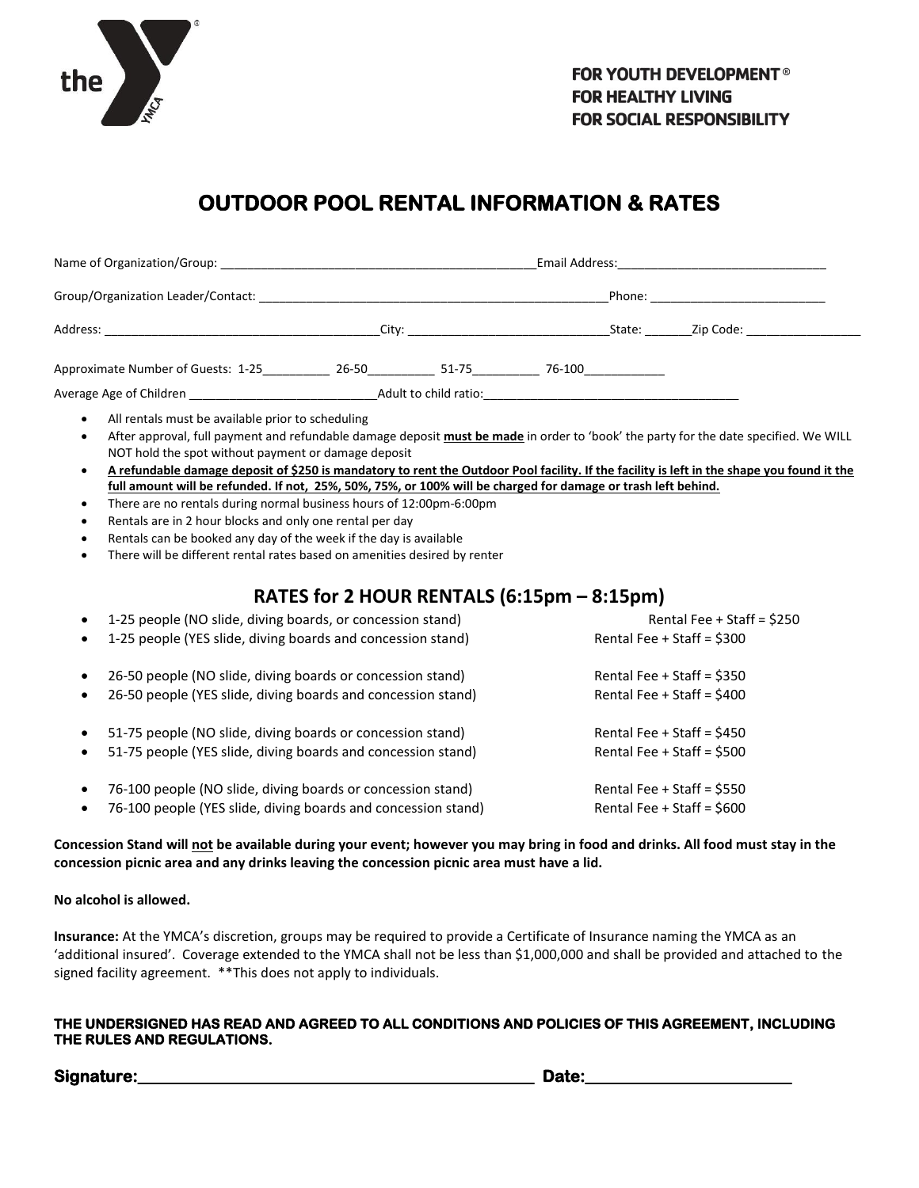FOR YOUTH DEVELOPMENT®
FOR HEALTHY LIVING
FOR SOCIAL RESPONSIBILITY

# OUTDOOR POOL RENTAL INFORMATION & RATES

Name of Organization/Group: _______________________________________________Email Address:______________________________

Group/Organization Leader/Contact: _____________________________________________________Phone: _________________________

Address: ________________________________________City: ______________________________State: _______Zip Code: ________________

Approximate Number of Guests: 1-25__________ 26-50__________ 51-75__________ 76-100____________

Average Age of Children ___________________________Adult to child ratio:_____________________________________

- All rentals must be available prior to scheduling
- After approval, full payment and refundable damage deposit **must be made** in order to 'book' the party for the date specified. We WILL NOT hold the spot without payment or damage deposit
- **A refundable damage deposit of $250 is mandatory to rent the Outdoor Pool facility. If the facility is left in the shape you found it the full amount will be refunded. If not, 25%, 50%, 75%, or 100% will be charged for damage or trash left behind.**
- There are no rentals during normal business hours of 12:00pm-6:00pm
- Rentals are in 2 hour blocks and only one rental per day
- Rentals can be booked any day of the week if the day is available
- There will be different rental rates based on amenities desired by renter

## RATES for 2 HOUR RENTALS (6:15pm – 8:15pm)

- 1-25 people (NO slide, diving boards, or concession stand) Rental Fee + Staff = $250
- 1-25 people (YES slide, diving boards and concession stand) Rental Fee + Staff = $300

- 26-50 people (NO slide, diving boards or concession stand) Rental Fee + Staff = $350
- 26-50 people (YES slide, diving boards and concession stand) Rental Fee + Staff = $400

- 51-75 people (NO slide, diving boards or concession stand) Rental Fee + Staff = $450
- 51-75 people (YES slide, diving boards and concession stand) Rental Fee + Staff = $500

- 76-100 people (NO slide, diving boards or concession stand) Rental Fee + Staff = $550
- 76-100 people (YES slide, diving boards and concession stand) Rental Fee + Staff = $600

**Concession Stand will not be available during your event; however you may bring in food and drinks. All food must stay in the concession picnic area and any drinks leaving the concession picnic area must have a lid.**

**No alcohol is allowed.**

**Insurance:** At the YMCA's discretion, groups may be required to provide a Certificate of Insurance naming the YMCA as an 'additional insured'. Coverage extended to the YMCA shall not be less than $1,000,000 and shall be provided and attached to the signed facility agreement. **This does not apply to individuals.

**THE UNDERSIGNED HAS READ AND AGREED TO ALL CONDITIONS AND POLICIES OF THIS AGREEMENT, INCLUDING THE RULES AND REGULATIONS.**

**Signature:_______________________________________________ Date:________________________**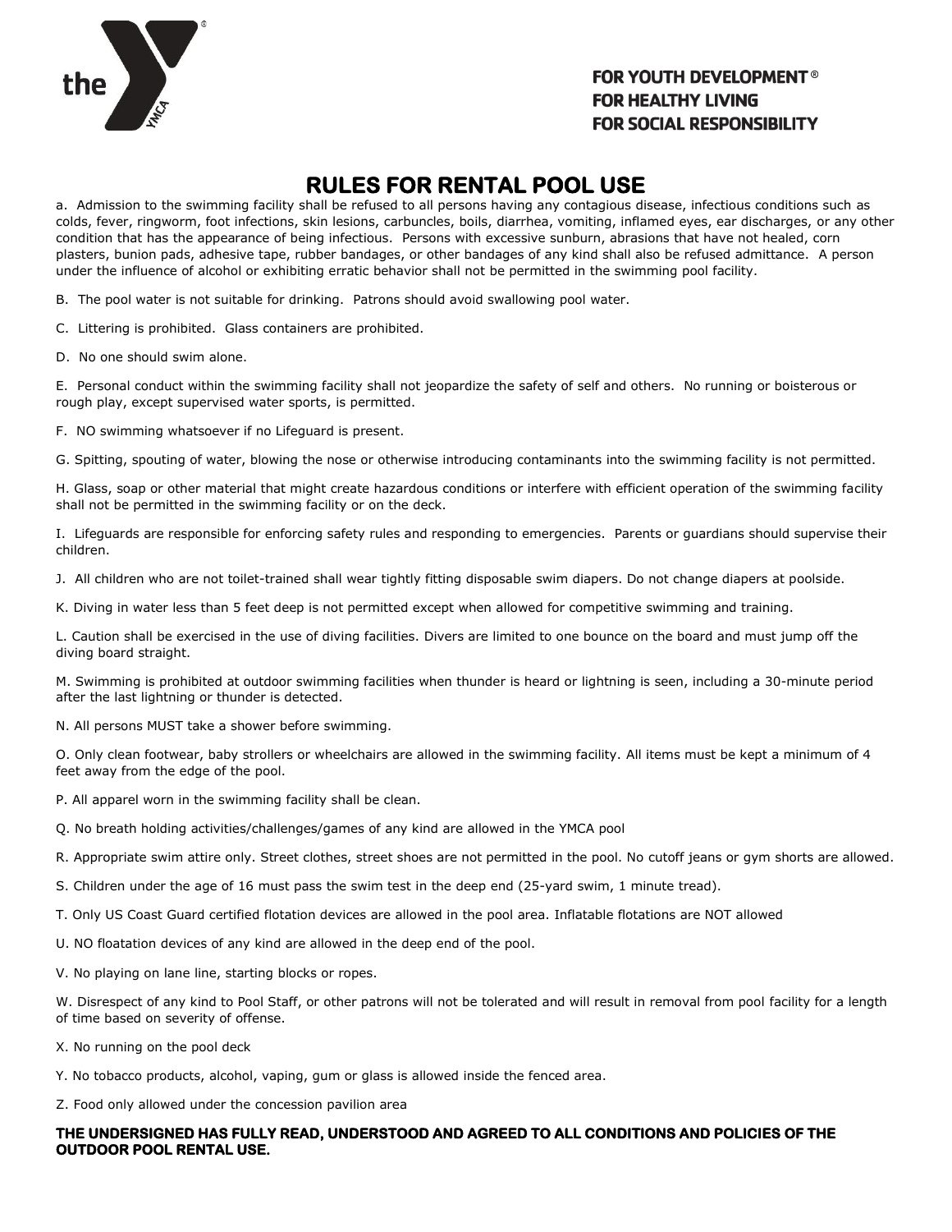FOR YOUTH DEVELOPMENT®
FOR HEALTHY LIVING
FOR SOCIAL RESPONSIBILITY

# RULES FOR RENTAL POOL USE

a. Admission to the swimming facility shall be refused to all persons having any contagious disease, infectious conditions such as colds, fever, ringworm, foot infections, skin lesions, carbuncles, boils, diarrhea, vomiting, inflamed eyes, ear discharges, or any other condition that has the appearance of being infectious. Persons with excessive sunburn, abrasions that have not healed, corn plasters, bunion pads, adhesive tape, rubber bandages, or other bandages of any kind shall also be refused admittance. A person under the influence of alcohol or exhibiting erratic behavior shall not be permitted in the swimming pool facility.

B. The pool water is not suitable for drinking. Patrons should avoid swallowing pool water.

C. Littering is prohibited. Glass containers are prohibited.

D. No one should swim alone.

E. Personal conduct within the swimming facility shall not jeopardize the safety of self and others. No running or boisterous or rough play, except supervised water sports, is permitted.

F. NO swimming whatsoever if no Lifeguard is present.

G. Spitting, spouting of water, blowing the nose or otherwise introducing contaminants into the swimming facility is not permitted.

H. Glass, soap or other material that might create hazardous conditions or interfere with efficient operation of the swimming facility shall not be permitted in the swimming facility or on the deck.

I. Lifeguards are responsible for enforcing safety rules and responding to emergencies. Parents or guardians should supervise their children.

J. All children who are not toilet-trained shall wear tightly fitting disposable swim diapers. Do not change diapers at poolside.

K. Diving in water less than 5 feet deep is not permitted except when allowed for competitive swimming and training.

L. Caution shall be exercised in the use of diving facilities. Divers are limited to one bounce on the board and must jump off the diving board straight.

M. Swimming is prohibited at outdoor swimming facilities when thunder is heard or lightning is seen, including a 30-minute period after the last lightning or thunder is detected.

N. All persons MUST take a shower before swimming.

O. Only clean footwear, baby strollers or wheelchairs are allowed in the swimming facility. All items must be kept a minimum of 4 feet away from the edge of the pool.

P. All apparel worn in the swimming facility shall be clean.

Q. No breath holding activities/challenges/games of any kind are allowed in the YMCA pool

R. Appropriate swim attire only. Street clothes, street shoes are not permitted in the pool. No cutoff jeans or gym shorts are allowed.

S. Children under the age of 16 must pass the swim test in the deep end (25-yard swim, 1 minute tread).

T. Only US Coast Guard certified flotation devices are allowed in the pool area. Inflatable flotations are NOT allowed

U. NO floatation devices of any kind are allowed in the deep end of the pool.

V. No playing on lane line, starting blocks or ropes.

W. Disrespect of any kind to Pool Staff, or other patrons will not be tolerated and will result in removal from pool facility for a length of time based on severity of offense.

X. No running on the pool deck

Y. No tobacco products, alcohol, vaping, gum or glass is allowed inside the fenced area.

Z. Food only allowed under the concession pavilion area

**THE UNDERSIGNED HAS FULLY READ, UNDERSTOOD AND AGREED TO ALL CONDITIONS AND POLICIES OF THE OUTDOOR POOL RENTAL USE.**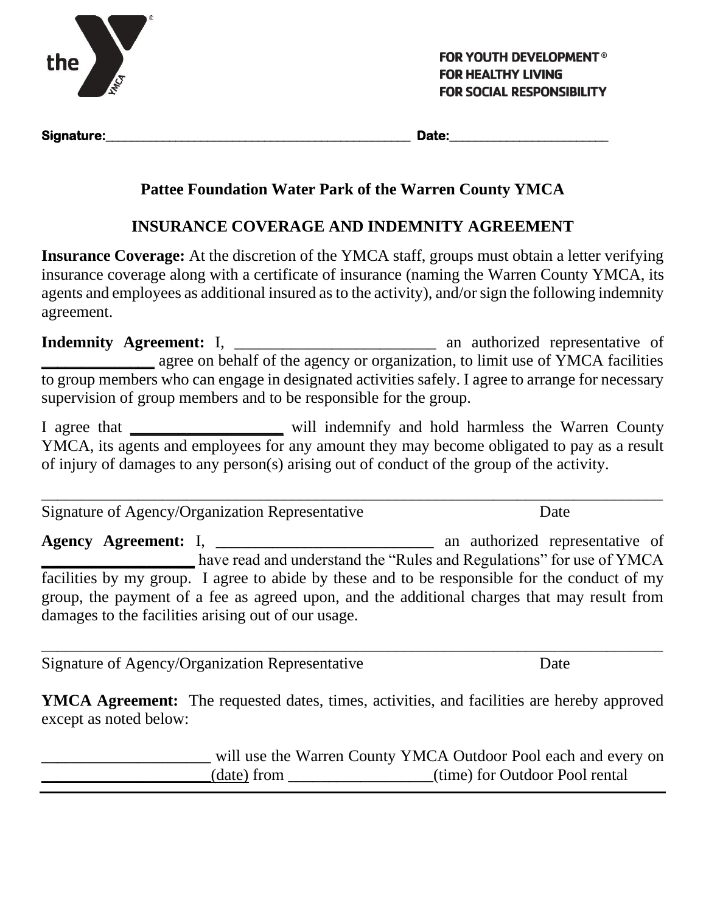FOR YOUTH DEVELOPMENT®
FOR HEALTHY LIVING
FOR SOCIAL RESPONSIBILITY

**Signature:**_______________________________________________ **Date:**______________________

## Pattee Foundation Water Park of the Warren County YMCA

## INSURANCE COVERAGE AND INDEMNITY AGREEMENT

**Insurance Coverage:** At the discretion of the YMCA staff, groups must obtain a letter verifying insurance coverage along with a certificate of insurance (naming the Warren County YMCA, its agents and employees as additional insured as to the activity), and/or sign the following indemnity agreement.

**Indemnity Agreement:** I, _________________________ an authorized representative of ______________ agree on behalf of the agency or organization, to limit use of YMCA facilities to group members who can engage in designated activities safely. I agree to arrange for necessary supervision of group members and to be responsible for the group.

I agree that ___________________ will indemnify and hold harmless the Warren County YMCA, its agents and employees for any amount they may become obligated to pay as a result of injury of damages to any person(s) arising out of conduct of the group of the activity.

_____________________________________________________________________________

Signature of Agency/Organization Representative                                        Date

**Agency Agreement:** I, ___________________________ an authorized representative of ___________________ have read and understand the "Rules and Regulations" for use of YMCA facilities by my group. I agree to abide by these and to be responsible for the conduct of my group, the payment of a fee as agreed upon, and the additional charges that may result from damages to the facilities arising out of our usage.

_____________________________________________________________________________

Signature of Agency/Organization Representative                                        Date

**YMCA Agreement:** The requested dates, times, activities, and facilities are hereby approved except as noted below:

_____________________ will use the Warren County YMCA Outdoor Pool each and every on _____________________(date) from _________________(time) for Outdoor Pool rental